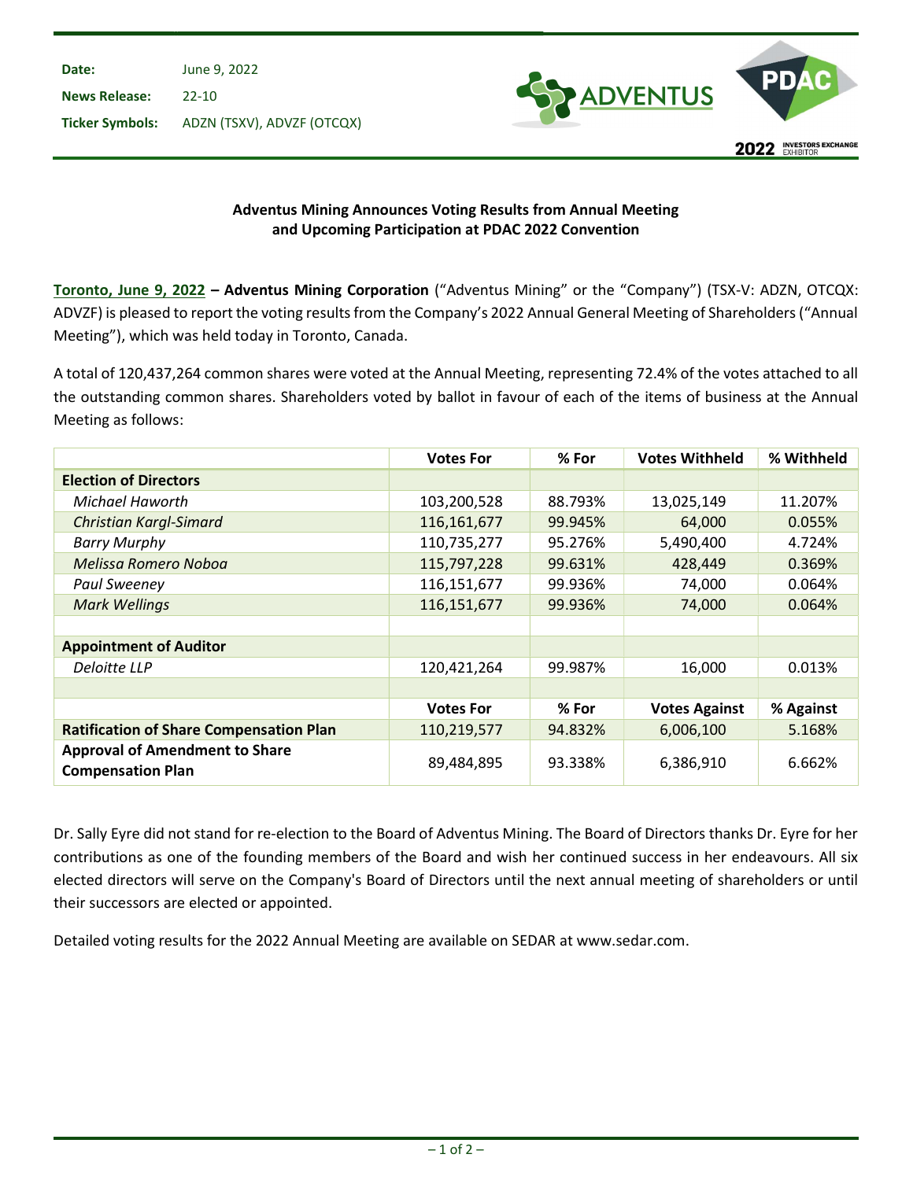| | |
|---|---|
| **Date:** | June 9, 2022 |
| **News Release:** | 22-10 |
| **Ticker Symbols:** | ADZN (TSXV), ADVZF (OTCQX) |

**Adventus Mining Announces Voting Results from Annual Meeting and Upcoming Participation at PDAC 2022 Convention**

**Toronto, June 9, 2022 – Adventus Mining Corporation** ("Adventus Mining" or the "Company") (TSX-V: ADZN, OTCQX: ADVZF) is pleased to report the voting results from the Company's 2022 Annual General Meeting of Shareholders ("Annual Meeting"), which was held today in Toronto, Canada.

A total of 120,437,264 common shares were voted at the Annual Meeting, representing 72.4% of the votes attached to all the outstanding common shares. Shareholders voted by ballot in favour of each of the items of business at the Annual Meeting as follows:

| | Votes For | % For | Votes Withheld | % Withheld |
|---|---|---|---|---|
| **Election of Directors** | | | | |
| *Michael Haworth* | 103,200,528 | 88.793% | 13,025,149 | 11.207% |
| *Christian Kargl-Simard* | 116,161,677 | 99.945% | 64,000 | 0.055% |
| *Barry Murphy* | 110,735,277 | 95.276% | 5,490,400 | 4.724% |
| *Melissa Romero Noboa* | 115,797,228 | 99.631% | 428,449 | 0.369% |
| *Paul Sweeney* | 116,151,677 | 99.936% | 74,000 | 0.064% |
| *Mark Wellings* | 116,151,677 | 99.936% | 74,000 | 0.064% |
| | | | | |
| **Appointment of Auditor** | | | | |
| *Deloitte LLP* | 120,421,264 | 99.987% | 16,000 | 0.013% |
| | | | | |
| | **Votes For** | **% For** | **Votes Against** | **% Against** |
| **Ratification of Share Compensation Plan** | 110,219,577 | 94.832% | 6,006,100 | 5.168% |
| **Approval of Amendment to Share Compensation Plan** | 89,484,895 | 93.338% | 6,386,910 | 6.662% |

Dr. Sally Eyre did not stand for re-election to the Board of Adventus Mining. The Board of Directors thanks Dr. Eyre for her contributions as one of the founding members of the Board and wish her continued success in her endeavours. All six elected directors will serve on the Company's Board of Directors until the next annual meeting of shareholders or until their successors are elected or appointed.

Detailed voting results for the 2022 Annual Meeting are available on SEDAR at www.sedar.com.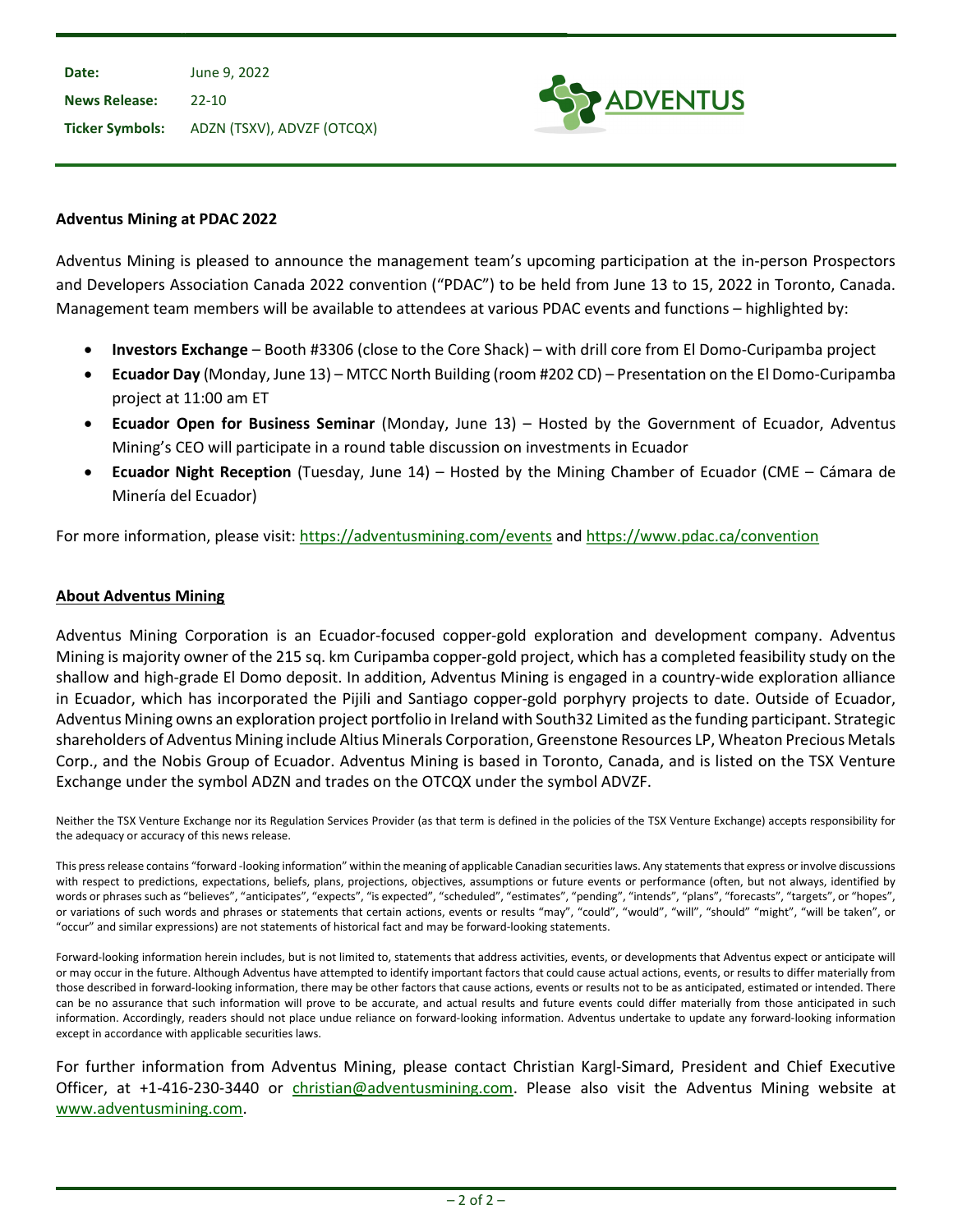| | |
|---|---|
| **Date:** | June 9, 2022 |
| **News Release:** | 22-10 |
| **Ticker Symbols:** | ADZN (TSXV), ADVZF (OTCQX) |

ADVENTUS

**Adventus Mining at PDAC 2022**

Adventus Mining is pleased to announce the management team's upcoming participation at the in-person Prospectors and Developers Association Canada 2022 convention ("PDAC") to be held from June 13 to 15, 2022 in Toronto, Canada. Management team members will be available to attendees at various PDAC events and functions – highlighted by:

- **Investors Exchange** – Booth #3306 (close to the Core Shack) – with drill core from El Domo-Curipamba project
- **Ecuador Day** (Monday, June 13) – MTCC North Building (room #202 CD) – Presentation on the El Domo-Curipamba project at 11:00 am ET
- **Ecuador Open for Business Seminar** (Monday, June 13) – Hosted by the Government of Ecuador, Adventus Mining's CEO will participate in a round table discussion on investments in Ecuador
- **Ecuador Night Reception** (Tuesday, June 14) – Hosted by the Mining Chamber of Ecuador (CME – Cámara de Minería del Ecuador)

For more information, please visit: https://adventusmining.com/events and https://www.pdac.ca/convention

## About Adventus Mining

Adventus Mining Corporation is an Ecuador-focused copper-gold exploration and development company. Adventus Mining is majority owner of the 215 sq. km Curipamba copper-gold project, which has a completed feasibility study on the shallow and high-grade El Domo deposit. In addition, Adventus Mining is engaged in a country-wide exploration alliance in Ecuador, which has incorporated the Pijili and Santiago copper-gold porphyry projects to date. Outside of Ecuador, Adventus Mining owns an exploration project portfolio in Ireland with South32 Limited as the funding participant. Strategic shareholders of Adventus Mining include Altius Minerals Corporation, Greenstone Resources LP, Wheaton Precious Metals Corp., and the Nobis Group of Ecuador. Adventus Mining is based in Toronto, Canada, and is listed on the TSX Venture Exchange under the symbol ADZN and trades on the OTCQX under the symbol ADVZF.

Neither the TSX Venture Exchange nor its Regulation Services Provider (as that term is defined in the policies of the TSX Venture Exchange) accepts responsibility for the adequacy or accuracy of this news release.

This press release contains "forward -looking information" within the meaning of applicable Canadian securities laws. Any statements that express or involve discussions with respect to predictions, expectations, beliefs, plans, projections, objectives, assumptions or future events or performance (often, but not always, identified by words or phrases such as "believes", "anticipates", "expects", "is expected", "scheduled", "estimates", "pending", "intends", "plans", "forecasts", "targets", or "hopes", or variations of such words and phrases or statements that certain actions, events or results "may", "could", "would", "will", "should" "might", "will be taken", or "occur" and similar expressions) are not statements of historical fact and may be forward-looking statements.

Forward-looking information herein includes, but is not limited to, statements that address activities, events, or developments that Adventus expect or anticipate will or may occur in the future. Although Adventus have attempted to identify important factors that could cause actual actions, events, or results to differ materially from those described in forward-looking information, there may be other factors that cause actions, events or results not to be as anticipated, estimated or intended. There can be no assurance that such information will prove to be accurate, and actual results and future events could differ materially from those anticipated in such information. Accordingly, readers should not place undue reliance on forward-looking information. Adventus undertake to update any forward-looking information except in accordance with applicable securities laws.

For further information from Adventus Mining, please contact Christian Kargl-Simard, President and Chief Executive Officer, at +1-416-230-3440 or christian@adventusmining.com. Please also visit the Adventus Mining website at www.adventusmining.com.